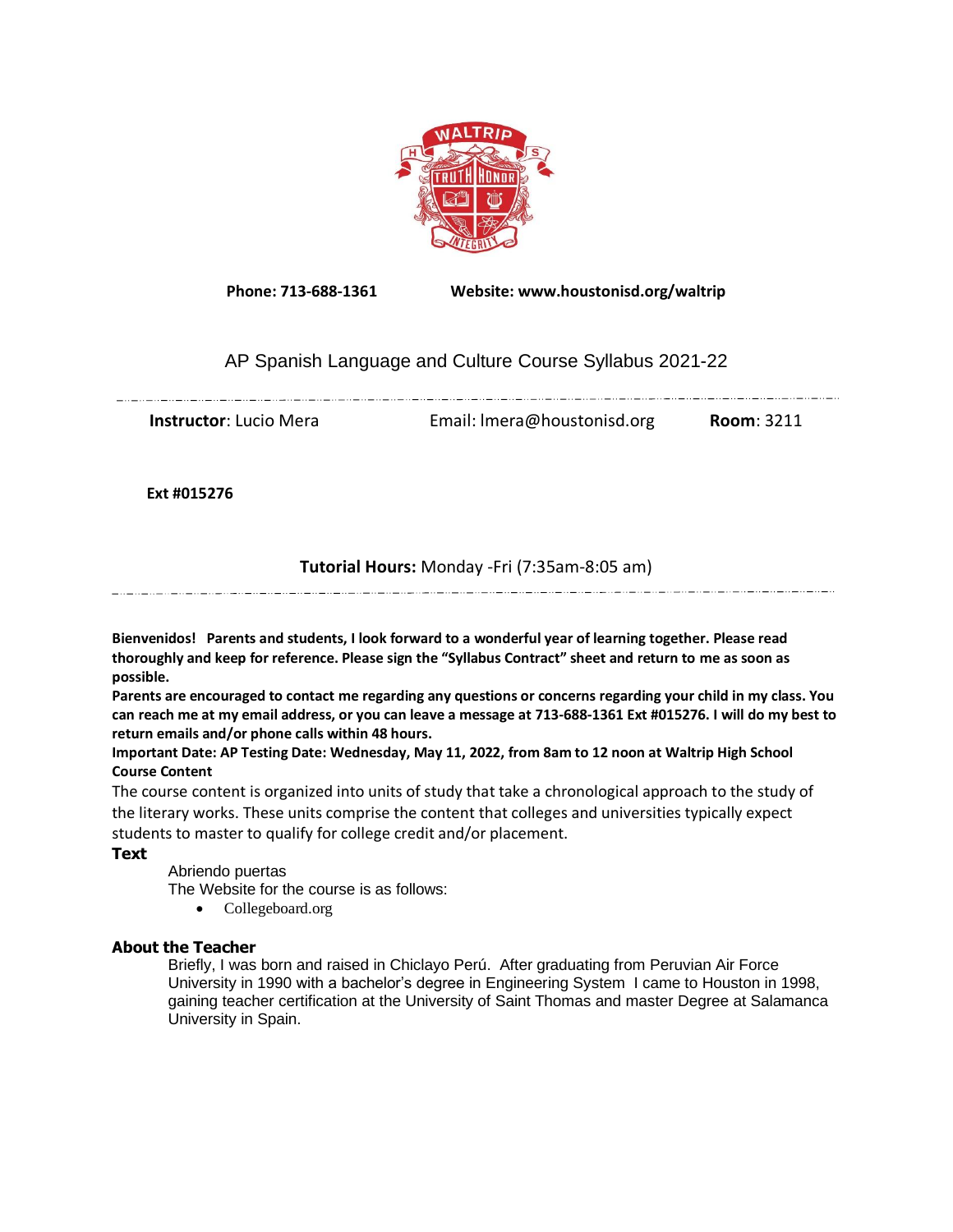**Phone: 713-688-1361** **Website: www.houstonisd.org/waltrip**

# AP Spanish Language and Culture Course Syllabus 2021-22

**Instructor**: Lucio Mera Email: lmera@houstonisd.org **Room**: 3211

**Ext #015276**

**Tutorial Hours:** Monday -Fri (7:35am-8:05 am)

**Bienvenidos! Parents and students, I look forward to a wonderful year of learning together. Please read thoroughly and keep for reference. Please sign the "Syllabus Contract" sheet and return to me as soon as possible.**

**Parents are encouraged to contact me regarding any questions or concerns regarding your child in my class. You can reach me at my email address, or you can leave a message at 713-688-1361 Ext #015276. I will do my best to return emails and/or phone calls within 48 hours.**

**Important Date: AP Testing Date: Wednesday, May 11, 2022, from 8am to 12 noon at Waltrip High School**

**Course Content**

The course content is organized into units of study that take a chronological approach to the study of the literary works. These units comprise the content that colleges and universities typically expect students to master to qualify for college credit and/or placement.

### Text

Abriendo puertas

The Website for the course is as follows:

- Collegeboard.org

### About the Teacher

Briefly, I was born and raised in Chiclayo Perú. After graduating from Peruvian Air Force University in 1990 with a bachelor's degree in Engineering System I came to Houston in 1998, gaining teacher certification at the University of Saint Thomas and master Degree at Salamanca University in Spain.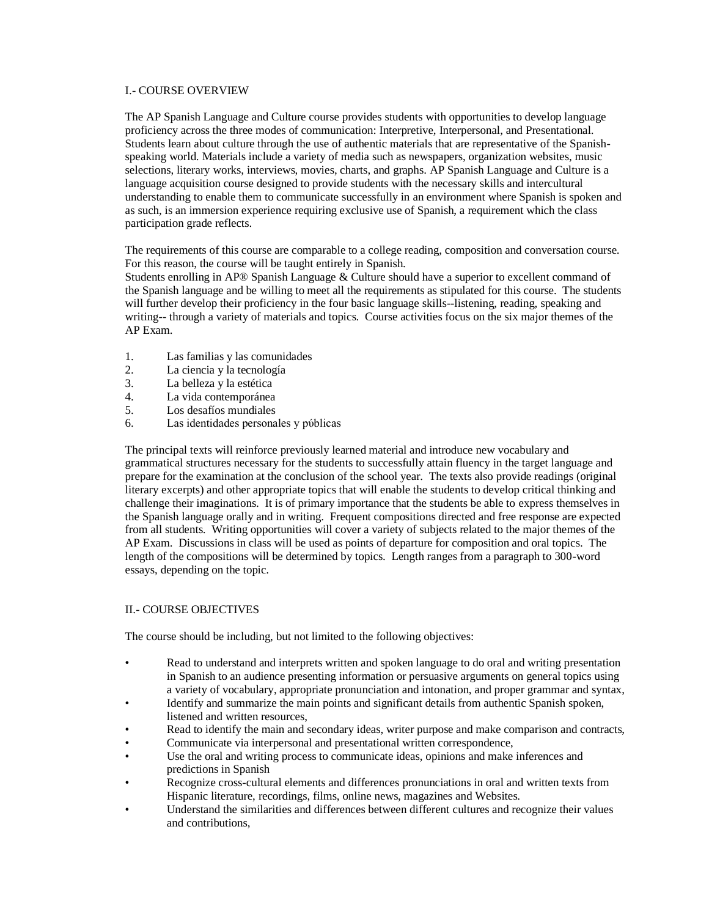## I.- COURSE OVERVIEW

The AP Spanish Language and Culture course provides students with opportunities to develop language proficiency across the three modes of communication: Interpretive, Interpersonal, and Presentational. Students learn about culture through the use of authentic materials that are representative of the Spanish-speaking world. Materials include a variety of media such as newspapers, organization websites, music selections, literary works, interviews, movies, charts, and graphs. AP Spanish Language and Culture is a language acquisition course designed to provide students with the necessary skills and intercultural understanding to enable them to communicate successfully in an environment where Spanish is spoken and as such, is an immersion experience requiring exclusive use of Spanish, a requirement which the class participation grade reflects.

The requirements of this course are comparable to a college reading, composition and conversation course. For this reason, the course will be taught entirely in Spanish.
Students enrolling in AP® Spanish Language & Culture should have a superior to excellent command of the Spanish language and be willing to meet all the requirements as stipulated for this course. The students will further develop their proficiency in the four basic language skills--listening, reading, speaking and writing-- through a variety of materials and topics. Course activities focus on the six major themes of the AP Exam.

1. Las familias y las comunidades
2. La ciencia y la tecnología
3. La belleza y la estética
4. La vida contemporánea
5. Los desafíos mundiales
6. Las identidades personales y públicas

The principal texts will reinforce previously learned material and introduce new vocabulary and grammatical structures necessary for the students to successfully attain fluency in the target language and prepare for the examination at the conclusion of the school year. The texts also provide readings (original literary excerpts) and other appropriate topics that will enable the students to develop critical thinking and challenge their imaginations. It is of primary importance that the students be able to express themselves in the Spanish language orally and in writing. Frequent compositions directed and free response are expected from all students. Writing opportunities will cover a variety of subjects related to the major themes of the AP Exam. Discussions in class will be used as points of departure for composition and oral topics. The length of the compositions will be determined by topics. Length ranges from a paragraph to 300-word essays, depending on the topic.

## II.- COURSE OBJECTIVES

The course should be including, but not limited to the following objectives:

- Read to understand and interprets written and spoken language to do oral and writing presentation in Spanish to an audience presenting information or persuasive arguments on general topics using a variety of vocabulary, appropriate pronunciation and intonation, and proper grammar and syntax,
- Identify and summarize the main points and significant details from authentic Spanish spoken, listened and written resources,
- Read to identify the main and secondary ideas, writer purpose and make comparison and contracts,
- Communicate via interpersonal and presentational written correspondence,
- Use the oral and writing process to communicate ideas, opinions and make inferences and predictions in Spanish
- Recognize cross-cultural elements and differences pronunciations in oral and written texts from Hispanic literature, recordings, films, online news, magazines and Websites.
- Understand the similarities and differences between different cultures and recognize their values and contributions,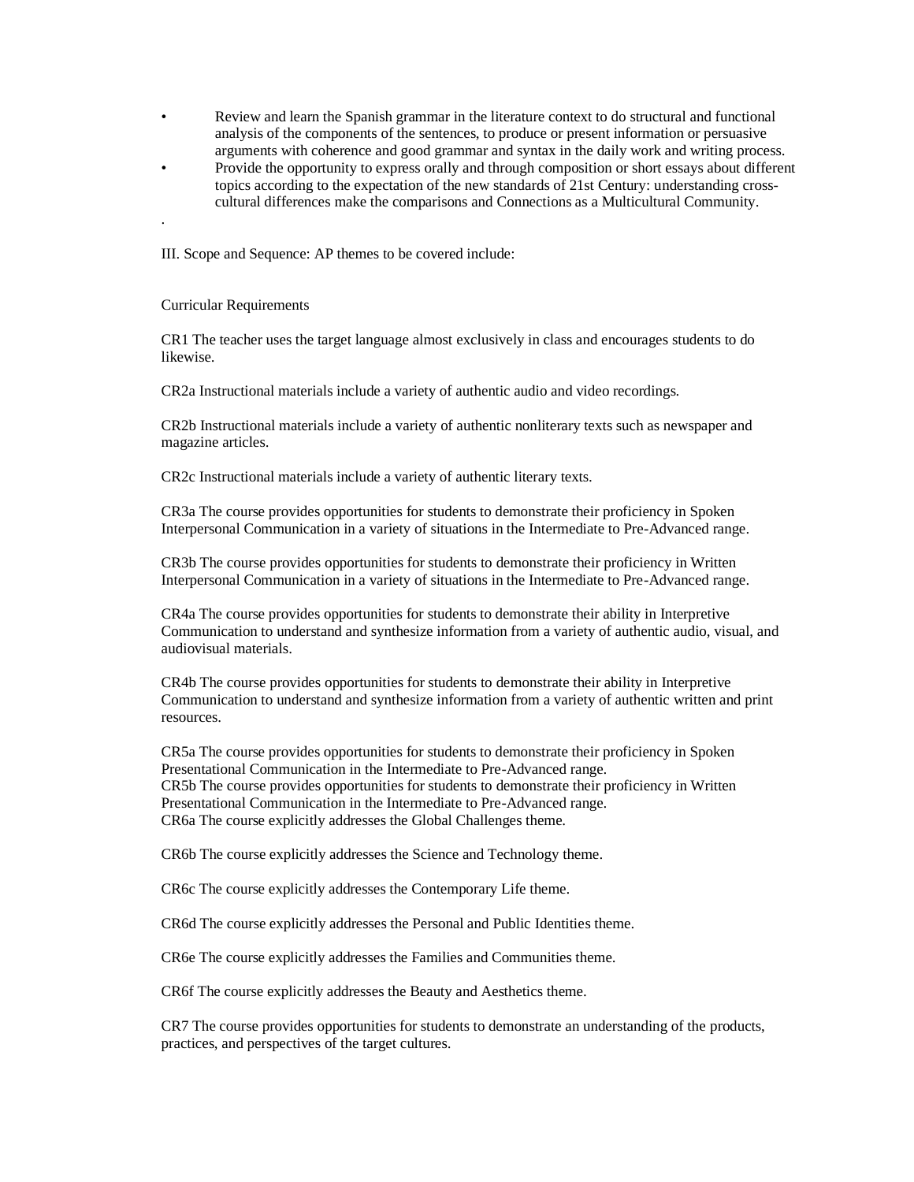- Review and learn the Spanish grammar in the literature context to do structural and functional analysis of the components of the sentences, to produce or present information or persuasive arguments with coherence and good grammar and syntax in the daily work and writing process.
- Provide the opportunity to express orally and through composition or short essays about different topics according to the expectation of the new standards of 21st Century: understanding cross-cultural differences make the comparisons and Connections as a Multicultural Community.

.

III. Scope and Sequence: AP themes to be covered include:

Curricular Requirements

CR1 The teacher uses the target language almost exclusively in class and encourages students to do likewise.

CR2a Instructional materials include a variety of authentic audio and video recordings.

CR2b Instructional materials include a variety of authentic nonliterary texts such as newspaper and magazine articles.

CR2c Instructional materials include a variety of authentic literary texts.

CR3a The course provides opportunities for students to demonstrate their proficiency in Spoken Interpersonal Communication in a variety of situations in the Intermediate to Pre-Advanced range.

CR3b The course provides opportunities for students to demonstrate their proficiency in Written Interpersonal Communication in a variety of situations in the Intermediate to Pre-Advanced range.

CR4a The course provides opportunities for students to demonstrate their ability in Interpretive Communication to understand and synthesize information from a variety of authentic audio, visual, and audiovisual materials.

CR4b The course provides opportunities for students to demonstrate their ability in Interpretive Communication to understand and synthesize information from a variety of authentic written and print resources.

CR5a The course provides opportunities for students to demonstrate their proficiency in Spoken Presentational Communication in the Intermediate to Pre-Advanced range.
CR5b The course provides opportunities for students to demonstrate their proficiency in Written Presentational Communication in the Intermediate to Pre-Advanced range.
CR6a The course explicitly addresses the Global Challenges theme.

CR6b The course explicitly addresses the Science and Technology theme.

CR6c The course explicitly addresses the Contemporary Life theme.

CR6d The course explicitly addresses the Personal and Public Identities theme.

CR6e The course explicitly addresses the Families and Communities theme.

CR6f The course explicitly addresses the Beauty and Aesthetics theme.

CR7 The course provides opportunities for students to demonstrate an understanding of the products, practices, and perspectives of the target cultures.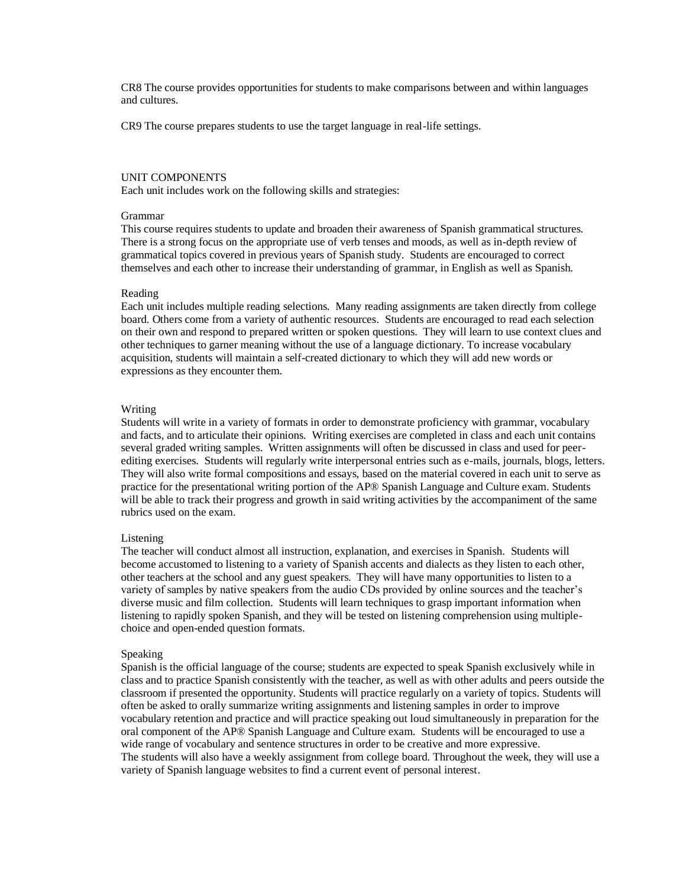CR8 The course provides opportunities for students to make comparisons between and within languages and cultures.

CR9 The course prepares students to use the target language in real-life settings.

## UNIT COMPONENTS

Each unit includes work on the following skills and strategies:

### Grammar

This course requires students to update and broaden their awareness of Spanish grammatical structures. There is a strong focus on the appropriate use of verb tenses and moods, as well as in-depth review of grammatical topics covered in previous years of Spanish study. Students are encouraged to correct themselves and each other to increase their understanding of grammar, in English as well as Spanish.

### Reading

Each unit includes multiple reading selections. Many reading assignments are taken directly from college board. Others come from a variety of authentic resources. Students are encouraged to read each selection on their own and respond to prepared written or spoken questions. They will learn to use context clues and other techniques to garner meaning without the use of a language dictionary. To increase vocabulary acquisition, students will maintain a self-created dictionary to which they will add new words or expressions as they encounter them.

### Writing

Students will write in a variety of formats in order to demonstrate proficiency with grammar, vocabulary and facts, and to articulate their opinions. Writing exercises are completed in class and each unit contains several graded writing samples. Written assignments will often be discussed in class and used for peer-editing exercises. Students will regularly write interpersonal entries such as e-mails, journals, blogs, letters. They will also write formal compositions and essays, based on the material covered in each unit to serve as practice for the presentational writing portion of the AP® Spanish Language and Culture exam. Students will be able to track their progress and growth in said writing activities by the accompaniment of the same rubrics used on the exam.

### Listening

The teacher will conduct almost all instruction, explanation, and exercises in Spanish. Students will become accustomed to listening to a variety of Spanish accents and dialects as they listen to each other, other teachers at the school and any guest speakers. They will have many opportunities to listen to a variety of samples by native speakers from the audio CDs provided by online sources and the teacher's diverse music and film collection. Students will learn techniques to grasp important information when listening to rapidly spoken Spanish, and they will be tested on listening comprehension using multiple-choice and open-ended question formats.

### Speaking

Spanish is the official language of the course; students are expected to speak Spanish exclusively while in class and to practice Spanish consistently with the teacher, as well as with other adults and peers outside the classroom if presented the opportunity. Students will practice regularly on a variety of topics. Students will often be asked to orally summarize writing assignments and listening samples in order to improve vocabulary retention and practice and will practice speaking out loud simultaneously in preparation for the oral component of the AP® Spanish Language and Culture exam. Students will be encouraged to use a wide range of vocabulary and sentence structures in order to be creative and more expressive.
The students will also have a weekly assignment from college board. Throughout the week, they will use a variety of Spanish language websites to find a current event of personal interest.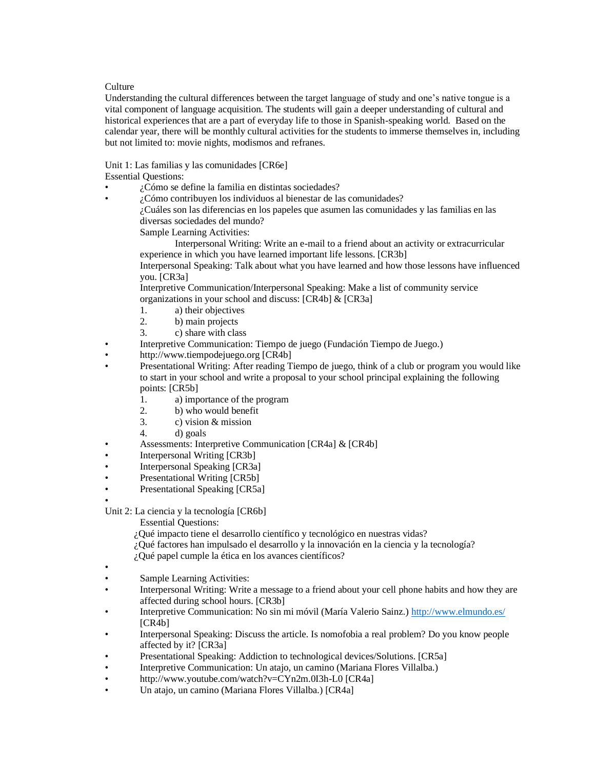Culture

Understanding the cultural differences between the target language of study and one's native tongue is a vital component of language acquisition. The students will gain a deeper understanding of cultural and historical experiences that are a part of everyday life to those in Spanish-speaking world. Based on the calendar year, there will be monthly cultural activities for the students to immerse themselves in, including but not limited to: movie nights, modismos and refranes.

Unit 1: Las familias y las comunidades [CR6e]

Essential Questions:

- ¿Cómo se define la familia en distintas sociedades?
- ¿Cómo contribuyen los individuos al bienestar de las comunidades?

  ¿Cuáles son las diferencias en los papeles que asumen las comunidades y las familias en las diversas sociedades del mundo?

  Sample Learning Activities:

  Interpersonal Writing: Write an e-mail to a friend about an activity or extracurricular experience in which you have learned important life lessons. [CR3b]

  Interpersonal Speaking: Talk about what you have learned and how those lessons have influenced you. [CR3a]

  Interpretive Communication/Interpersonal Speaking: Make a list of community service organizations in your school and discuss: [CR4b] & [CR3a]

  1. a) their objectives
  2. b) main projects
  3. c) share with class
- Interpretive Communication: Tiempo de juego (Fundación Tiempo de Juego.)
- http://www.tiempodejuego.org [CR4b]
- Presentational Writing: After reading Tiempo de juego, think of a club or program you would like to start in your school and write a proposal to your school principal explaining the following points: [CR5b]
  1. a) importance of the program
  2. b) who would benefit
  3. c) vision & mission
  4. d) goals
- Assessments: Interpretive Communication [CR4a] & [CR4b]
- Interpersonal Writing [CR3b]
- Interpersonal Speaking [CR3a]
- Presentational Writing [CR5b]
- Presentational Speaking [CR5a]

Unit 2: La ciencia y la tecnología [CR6b]

Essential Questions:

¿Qué impacto tiene el desarrollo científico y tecnológico en nuestras vidas?

¿Qué factores han impulsado el desarrollo y la innovación en la ciencia y la tecnología?

¿Qué papel cumple la ética en los avances científicos?

- Sample Learning Activities:
- Interpersonal Writing: Write a message to a friend about your cell phone habits and how they are affected during school hours. [CR3b]
- Interpretive Communication: No sin mi móvil (María Valerio Sainz.) http://www.elmundo.es/ [CR4b]
- Interpersonal Speaking: Discuss the article. Is nomofobia a real problem? Do you know people affected by it? [CR3a]
- Presentational Speaking: Addiction to technological devices/Solutions. [CR5a]
- Interpretive Communication: Un atajo, un camino (Mariana Flores Villalba.)
- http://www.youtube.com/watch?v=CYn2m.0I3h-L0 [CR4a]
- Un atajo, un camino (Mariana Flores Villalba.) [CR4a]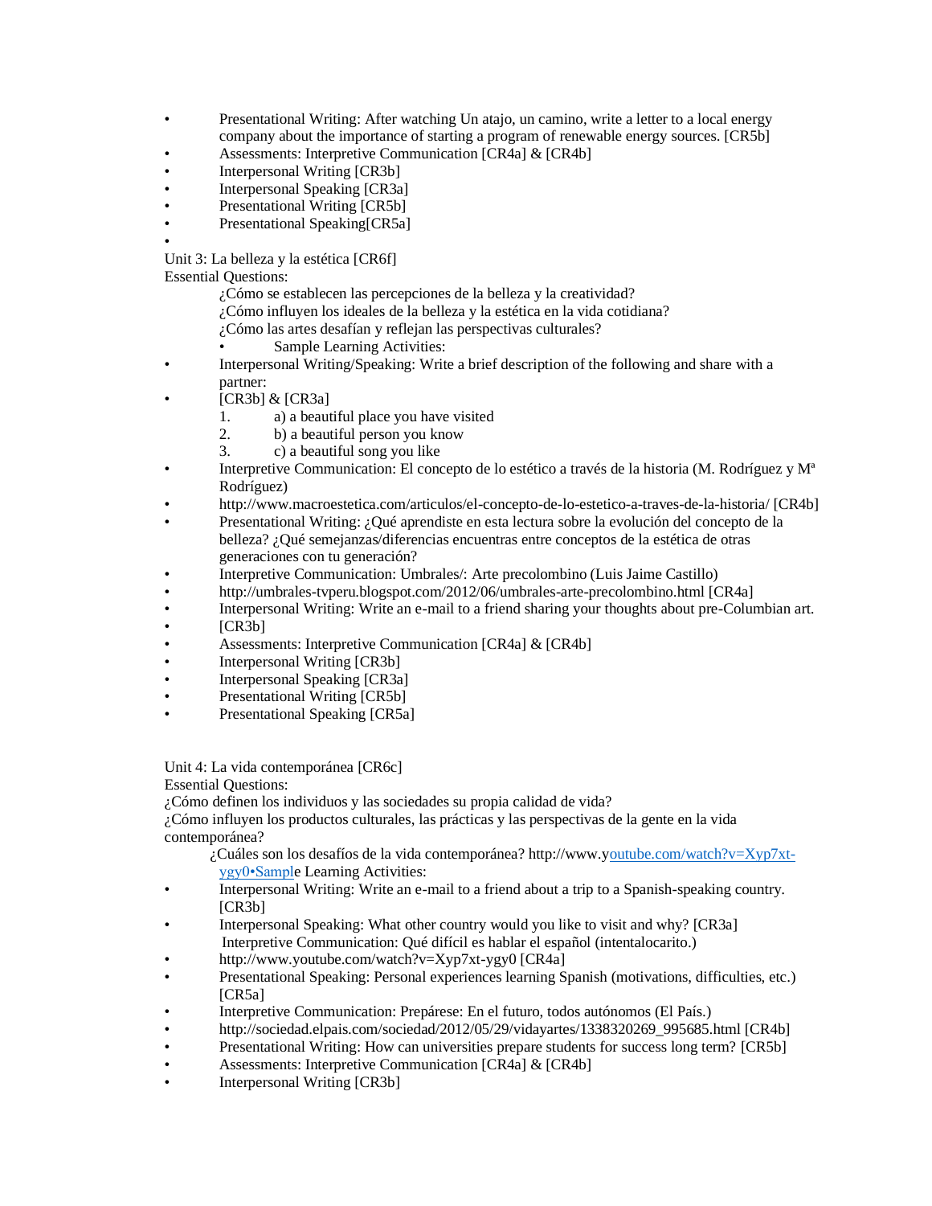- Presentational Writing: After watching Un atajo, un camino, write a letter to a local energy company about the importance of starting a program of renewable energy sources. [CR5b]
- Assessments: Interpretive Communication [CR4a] & [CR4b]
- Interpersonal Writing [CR3b]
- Interpersonal Speaking [CR3a]
- Presentational Writing [CR5b]
- Presentational Speaking[CR5a]
-

Unit 3: La belleza y la estética [CR6f]

Essential Questions:

¿Cómo se establecen las percepciones de la belleza y la creatividad?

¿Cómo influyen los ideales de la belleza y la estética en la vida cotidiana?

¿Cómo las artes desafían y reflejan las perspectivas culturales?

- Sample Learning Activities:

- Interpersonal Writing/Speaking: Write a brief description of the following and share with a partner:
- [CR3b] & [CR3a]
  1. a) a beautiful place you have visited
  2. b) a beautiful person you know
  3. c) a beautiful song you like
- Interpretive Communication: El concepto de lo estético a través de la historia (M. Rodríguez y Mª Rodríguez)
- http://www.macroestetica.com/articulos/el-concepto-de-lo-estetico-a-traves-de-la-historia/ [CR4b]
- Presentational Writing: ¿Qué aprendiste en esta lectura sobre la evolución del concepto de la belleza? ¿Qué semejanzas/diferencias encuentras entre conceptos de la estética de otras generaciones con tu generación?
- Interpretive Communication: Umbrales/: Arte precolombino (Luis Jaime Castillo)
- http://umbrales-tvperu.blogspot.com/2012/06/umbrales-arte-precolombino.html [CR4a]
- Interpersonal Writing: Write an e-mail to a friend sharing your thoughts about pre-Columbian art.
- [CR3b]
- Assessments: Interpretive Communication [CR4a] & [CR4b]
- Interpersonal Writing [CR3b]
- Interpersonal Speaking [CR3a]
- Presentational Writing [CR5b]
- Presentational Speaking [CR5a]

Unit 4: La vida contemporánea [CR6c]

Essential Questions:

¿Cómo definen los individuos y las sociedades su propia calidad de vida?

¿Cómo influyen los productos culturales, las prácticas y las perspectivas de la gente en la vida contemporánea?

¿Cuáles son los desafíos de la vida contemporánea? http://www.youtube.com/watch?v=Xyp7xt-ygy0•Sample Learning Activities:

- Interpersonal Writing: Write an e-mail to a friend about a trip to a Spanish-speaking country. [CR3b]
- Interpersonal Speaking: What other country would you like to visit and why? [CR3a]
  Interpretive Communication: Qué difícil es hablar el español (intentalocarito.)
- http://www.youtube.com/watch?v=Xyp7xt-ygy0 [CR4a]
- Presentational Speaking: Personal experiences learning Spanish (motivations, difficulties, etc.) [CR5a]
- Interpretive Communication: Prepárese: En el futuro, todos autónomos (El País.)
- http://sociedad.elpais.com/sociedad/2012/05/29/vidayartes/1338320269_995685.html [CR4b]
- Presentational Writing: How can universities prepare students for success long term? [CR5b]
- Assessments: Interpretive Communication [CR4a] & [CR4b]
- Interpersonal Writing [CR3b]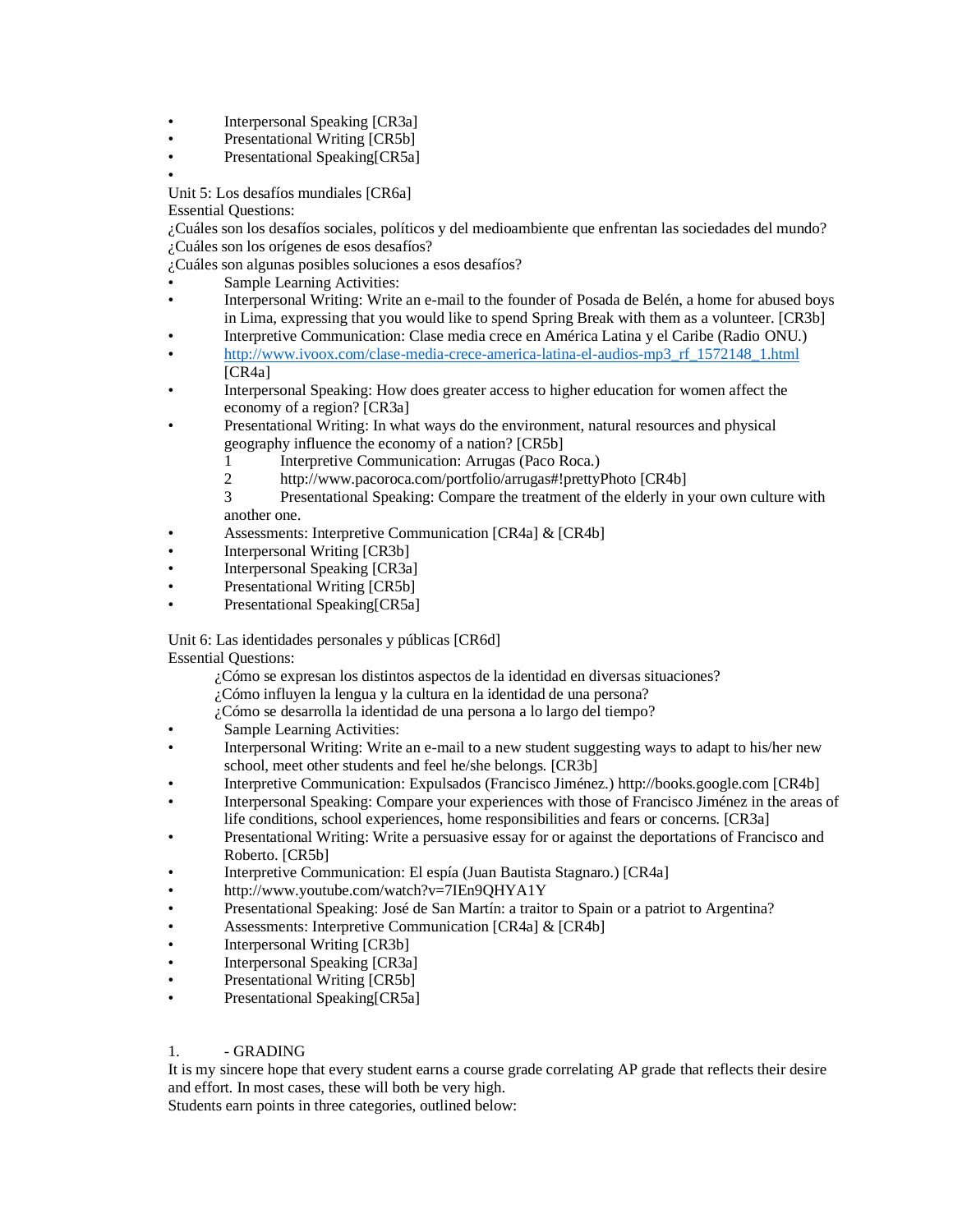- Interpersonal Speaking [CR3a]
- Presentational Writing [CR5b]
- Presentational Speaking[CR5a]

Unit 5: Los desafíos mundiales [CR6a]
Essential Questions:
¿Cuáles son los desafíos sociales, políticos y del medioambiente que enfrentan las sociedades del mundo?
¿Cuáles son los orígenes de esos desafíos?
¿Cuáles son algunas posibles soluciones a esos desafíos?

- Sample Learning Activities:
- Interpersonal Writing: Write an e-mail to the founder of Posada de Belén, a home for abused boys in Lima, expressing that you would like to spend Spring Break with them as a volunteer. [CR3b]
- Interpretive Communication: Clase media crece en América Latina y el Caribe (Radio ONU.)
- http://www.ivoox.com/clase-media-crece-america-latina-el-audios-mp3_rf_1572148_1.html [CR4a]
- Interpersonal Speaking: How does greater access to higher education for women affect the economy of a region? [CR3a]
- Presentational Writing: In what ways do the environment, natural resources and physical geography influence the economy of a nation? [CR5b]
  1. Interpretive Communication: Arrugas (Paco Roca.)
  2. http://www.pacoroca.com/portfolio/arrugas#!prettyPhoto [CR4b]
  3. Presentational Speaking: Compare the treatment of the elderly in your own culture with another one.
- Assessments: Interpretive Communication [CR4a] & [CR4b]
- Interpersonal Writing [CR3b]
- Interpersonal Speaking [CR3a]
- Presentational Writing [CR5b]
- Presentational Speaking[CR5a]

Unit 6: Las identidades personales y públicas [CR6d]
Essential Questions:
¿Cómo se expresan los distintos aspectos de la identidad en diversas situaciones?
¿Cómo influyen la lengua y la cultura en la identidad de una persona?
¿Cómo se desarrolla la identidad de una persona a lo largo del tiempo?

- Sample Learning Activities:
- Interpersonal Writing: Write an e-mail to a new student suggesting ways to adapt to his/her new school, meet other students and feel he/she belongs. [CR3b]
- Interpretive Communication: Expulsados (Francisco Jiménez.) http://books.google.com [CR4b]
- Interpersonal Speaking: Compare your experiences with those of Francisco Jiménez in the areas of life conditions, school experiences, home responsibilities and fears or concerns. [CR3a]
- Presentational Writing: Write a persuasive essay for or against the deportations of Francisco and Roberto. [CR5b]
- Interpretive Communication: El espía (Juan Bautista Stagnaro.) [CR4a]
- http://www.youtube.com/watch?v=7IEn9QHYA1Y
- Presentational Speaking: José de San Martín: a traitor to Spain or a patriot to Argentina?
- Assessments: Interpretive Communication [CR4a] & [CR4b]
- Interpersonal Writing [CR3b]
- Interpersonal Speaking [CR3a]
- Presentational Writing [CR5b]
- Presentational Speaking[CR5a]

1. - GRADING

It is my sincere hope that every student earns a course grade correlating AP grade that reflects their desire and effort. In most cases, these will both be very high.
Students earn points in three categories, outlined below: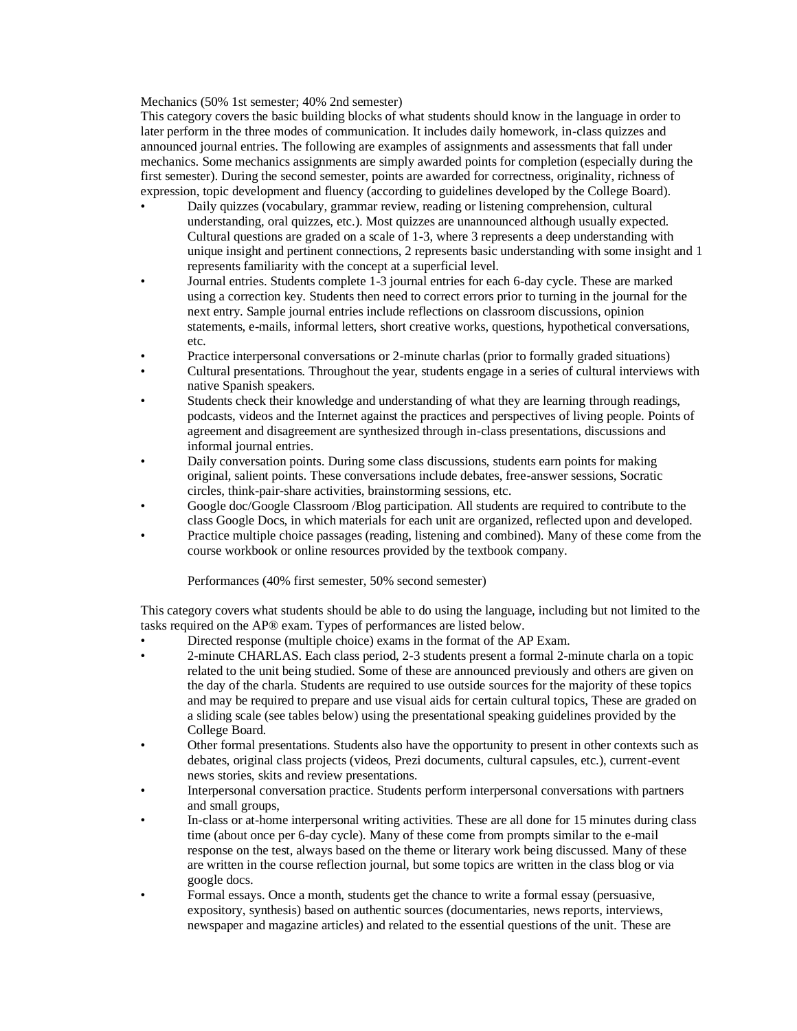Mechanics (50% 1st semester; 40% 2nd semester)

This category covers the basic building blocks of what students should know in the language in order to later perform in the three modes of communication. It includes daily homework, in-class quizzes and announced journal entries. The following are examples of assignments and assessments that fall under mechanics. Some mechanics assignments are simply awarded points for completion (especially during the first semester). During the second semester, points are awarded for correctness, originality, richness of expression, topic development and fluency (according to guidelines developed by the College Board).

- Daily quizzes (vocabulary, grammar review, reading or listening comprehension, cultural understanding, oral quizzes, etc.). Most quizzes are unannounced although usually expected. Cultural questions are graded on a scale of 1-3, where 3 represents a deep understanding with unique insight and pertinent connections, 2 represents basic understanding with some insight and 1 represents familiarity with the concept at a superficial level.
- Journal entries. Students complete 1-3 journal entries for each 6-day cycle. These are marked using a correction key. Students then need to correct errors prior to turning in the journal for the next entry. Sample journal entries include reflections on classroom discussions, opinion statements, e-mails, informal letters, short creative works, questions, hypothetical conversations, etc.
- Practice interpersonal conversations or 2-minute charlas (prior to formally graded situations)
- Cultural presentations. Throughout the year, students engage in a series of cultural interviews with native Spanish speakers.
- Students check their knowledge and understanding of what they are learning through readings, podcasts, videos and the Internet against the practices and perspectives of living people. Points of agreement and disagreement are synthesized through in-class presentations, discussions and informal journal entries.
- Daily conversation points. During some class discussions, students earn points for making original, salient points. These conversations include debates, free-answer sessions, Socratic circles, think-pair-share activities, brainstorming sessions, etc.
- Google doc/Google Classroom /Blog participation. All students are required to contribute to the class Google Docs, in which materials for each unit are organized, reflected upon and developed.
- Practice multiple choice passages (reading, listening and combined). Many of these come from the course workbook or online resources provided by the textbook company.

Performances (40% first semester, 50% second semester)

This category covers what students should be able to do using the language, including but not limited to the tasks required on the AP® exam. Types of performances are listed below.

- Directed response (multiple choice) exams in the format of the AP Exam.
- 2-minute CHARLAS. Each class period, 2-3 students present a formal 2-minute charla on a topic related to the unit being studied. Some of these are announced previously and others are given on the day of the charla. Students are required to use outside sources for the majority of these topics and may be required to prepare and use visual aids for certain cultural topics, These are graded on a sliding scale (see tables below) using the presentational speaking guidelines provided by the College Board.
- Other formal presentations. Students also have the opportunity to present in other contexts such as debates, original class projects (videos, Prezi documents, cultural capsules, etc.), current-event news stories, skits and review presentations.
- Interpersonal conversation practice. Students perform interpersonal conversations with partners and small groups,
- In-class or at-home interpersonal writing activities. These are all done for 15 minutes during class time (about once per 6-day cycle). Many of these come from prompts similar to the e-mail response on the test, always based on the theme or literary work being discussed. Many of these are written in the course reflection journal, but some topics are written in the class blog or via google docs.
- Formal essays. Once a month, students get the chance to write a formal essay (persuasive, expository, synthesis) based on authentic sources (documentaries, news reports, interviews, newspaper and magazine articles) and related to the essential questions of the unit. These are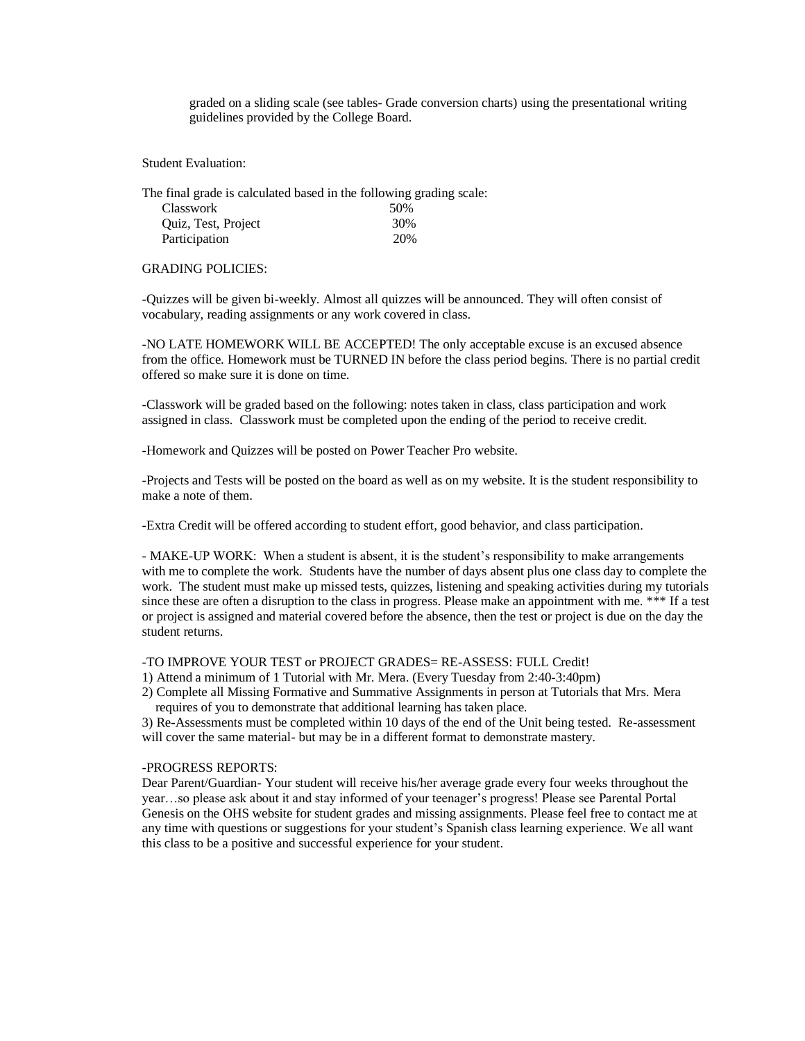graded on a sliding scale (see tables- Grade conversion charts) using the presentational writing guidelines provided by the College Board.

Student Evaluation:

The final grade is calculated based in the following grading scale:

| | |
|---|---|
| Classwork | 50% |
| Quiz, Test, Project | 30% |
| Participation | 20% |

GRADING POLICIES:

-Quizzes will be given bi-weekly. Almost all quizzes will be announced. They will often consist of vocabulary, reading assignments or any work covered in class.

-NO LATE HOMEWORK WILL BE ACCEPTED! The only acceptable excuse is an excused absence from the office. Homework must be TURNED IN before the class period begins. There is no partial credit offered so make sure it is done on time.

-Classwork will be graded based on the following: notes taken in class, class participation and work assigned in class. Classwork must be completed upon the ending of the period to receive credit.

-Homework and Quizzes will be posted on Power Teacher Pro website.

-Projects and Tests will be posted on the board as well as on my website. It is the student responsibility to make a note of them.

-Extra Credit will be offered according to student effort, good behavior, and class participation.

- MAKE-UP WORK: When a student is absent, it is the student's responsibility to make arrangements with me to complete the work. Students have the number of days absent plus one class day to complete the work. The student must make up missed tests, quizzes, listening and speaking activities during my tutorials since these are often a disruption to the class in progress. Please make an appointment with me. *** If a test or project is assigned and material covered before the absence, then the test or project is due on the day the student returns.

-TO IMPROVE YOUR TEST or PROJECT GRADES= RE-ASSESS: FULL Credit!

1) Attend a minimum of 1 Tutorial with Mr. Mera. (Every Tuesday from 2:40-3:40pm)
2) Complete all Missing Formative and Summative Assignments in person at Tutorials that Mrs. Mera requires of you to demonstrate that additional learning has taken place.
3) Re-Assessments must be completed within 10 days of the end of the Unit being tested. Re-assessment will cover the same material- but may be in a different format to demonstrate mastery.

-PROGRESS REPORTS:

Dear Parent/Guardian- Your student will receive his/her average grade every four weeks throughout the year…so please ask about it and stay informed of your teenager's progress! Please see Parental Portal Genesis on the OHS website for student grades and missing assignments. Please feel free to contact me at any time with questions or suggestions for your student's Spanish class learning experience. We all want this class to be a positive and successful experience for your student.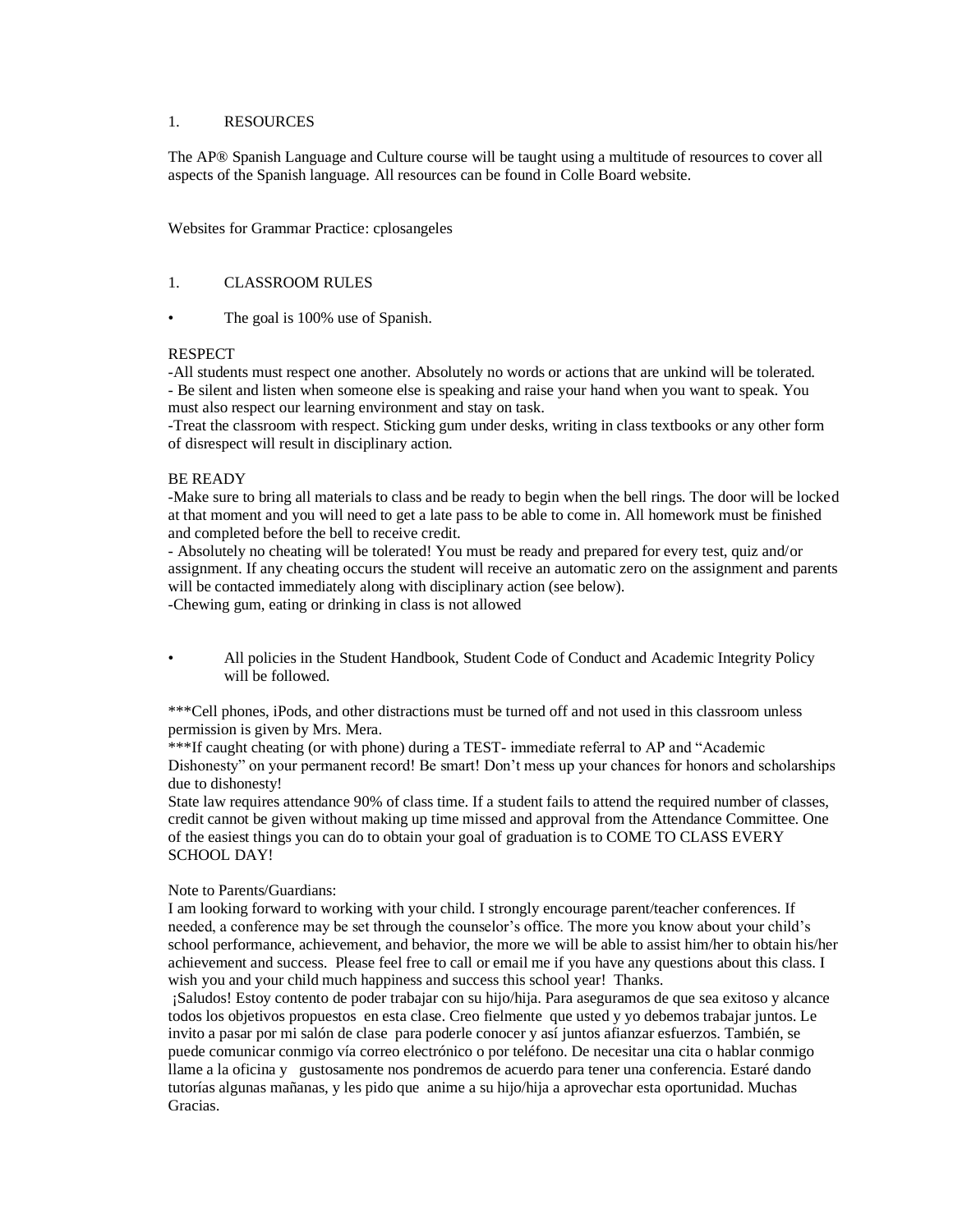1. RESOURCES

The AP® Spanish Language and Culture course will be taught using a multitude of resources to cover all aspects of the Spanish language. All resources can be found in Colle Board website.

Websites for Grammar Practice: cplosangeles

1. CLASSROOM RULES

- The goal is 100% use of Spanish.

RESPECT

-All students must respect one another. Absolutely no words or actions that are unkind will be tolerated.
- Be silent and listen when someone else is speaking and raise your hand when you want to speak. You must also respect our learning environment and stay on task.
-Treat the classroom with respect. Sticking gum under desks, writing in class textbooks or any other form of disrespect will result in disciplinary action.

BE READY

-Make sure to bring all materials to class and be ready to begin when the bell rings. The door will be locked at that moment and you will need to get a late pass to be able to come in. All homework must be finished and completed before the bell to receive credit.
- Absolutely no cheating will be tolerated! You must be ready and prepared for every test, quiz and/or assignment. If any cheating occurs the student will receive an automatic zero on the assignment and parents will be contacted immediately along with disciplinary action (see below).
-Chewing gum, eating or drinking in class is not allowed

- All policies in the Student Handbook, Student Code of Conduct and Academic Integrity Policy will be followed.

***Cell phones, iPods, and other distractions must be turned off and not used in this classroom unless permission is given by Mrs. Mera.
***If caught cheating (or with phone) during a TEST- immediate referral to AP and "Academic Dishonesty" on your permanent record! Be smart! Don't mess up your chances for honors and scholarships due to dishonesty!
State law requires attendance 90% of class time. If a student fails to attend the required number of classes, credit cannot be given without making up time missed and approval from the Attendance Committee. One of the easiest things you can do to obtain your goal of graduation is to COME TO CLASS EVERY SCHOOL DAY!

Note to Parents/Guardians:
I am looking forward to working with your child. I strongly encourage parent/teacher conferences. If needed, a conference may be set through the counselor's office. The more you know about your child's school performance, achievement, and behavior, the more we will be able to assist him/her to obtain his/her achievement and success. Please feel free to call or email me if you have any questions about this class. I wish you and your child much happiness and success this school year! Thanks.
¡Saludos! Estoy contento de poder trabajar con su hijo/hija. Para aseguramos de que sea exitoso y alcance todos los objetivos propuestos en esta clase. Creo fielmente que usted y yo debemos trabajar juntos. Le invito a pasar por mi salón de clase para poderle conocer y así juntos afianzar esfuerzos. También, se puede comunicar conmigo vía correo electrónico o por teléfono. De necesitar una cita o hablar conmigo llame a la oficina y gustosamente nos pondremos de acuerdo para tener una conferencia. Estaré dando tutorías algunas mañanas, y les pido que anime a su hijo/hija a aprovechar esta oportunidad. Muchas Gracias.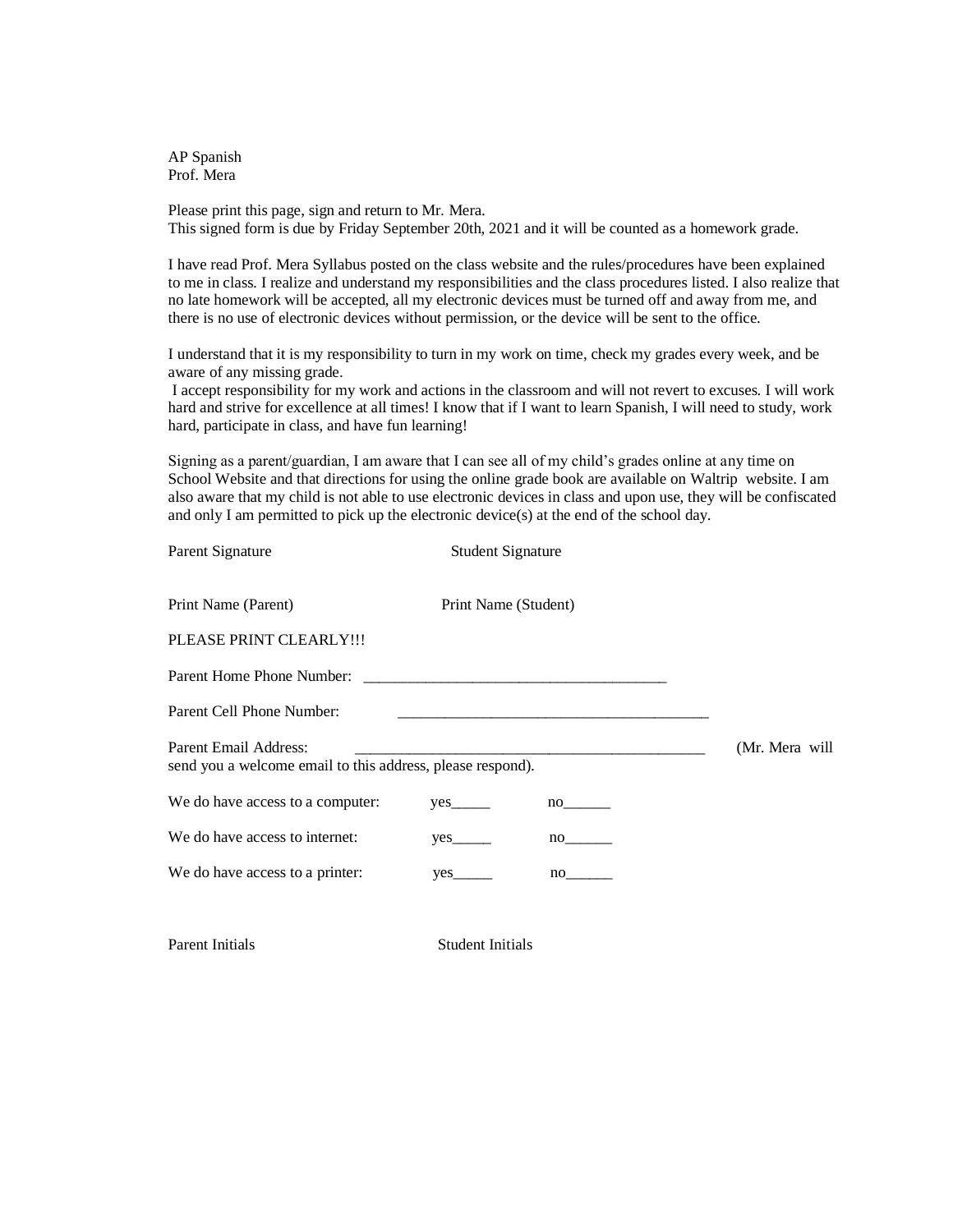AP Spanish
Prof. Mera

Please print this page, sign and return to Mr. Mera.
This signed form is due by Friday September 20th, 2021 and it will be counted as a homework grade.

I have read Prof. Mera Syllabus posted on the class website and the rules/procedures have been explained to me in class. I realize and understand my responsibilities and the class procedures listed. I also realize that no late homework will be accepted, all my electronic devices must be turned off and away from me, and there is no use of electronic devices without permission, or the device will be sent to the office.

I understand that it is my responsibility to turn in my work on time, check my grades every week, and be aware of any missing grade.
I accept responsibility for my work and actions in the classroom and will not revert to excuses. I will work hard and strive for excellence at all times! I know that if I want to learn Spanish, I will need to study, work hard, participate in class, and have fun learning!

Signing as a parent/guardian, I am aware that I can see all of my child's grades online at any time on School Website and that directions for using the online grade book are available on Waltrip website. I am also aware that my child is not able to use electronic devices in class and upon use, they will be confiscated and only I am permitted to pick up the electronic device(s) at the end of the school day.

Parent Signature　　　　　　　　Student Signature

Print Name (Parent)　　　　　　　Print Name (Student)

PLEASE PRINT CLEARLY!!!

Parent Home Phone Number: _______________________________________

Parent Cell Phone Number: _______________________________________

Parent Email Address: ______________________________________________ (Mr. Mera will send you a welcome email to this address, please respond).

We do have access to a computer: yes_____ no______

We do have access to internet: yes_____ no______

We do have access to a printer: yes_____ no______

Parent Initials　　　　　　　　Student Initials